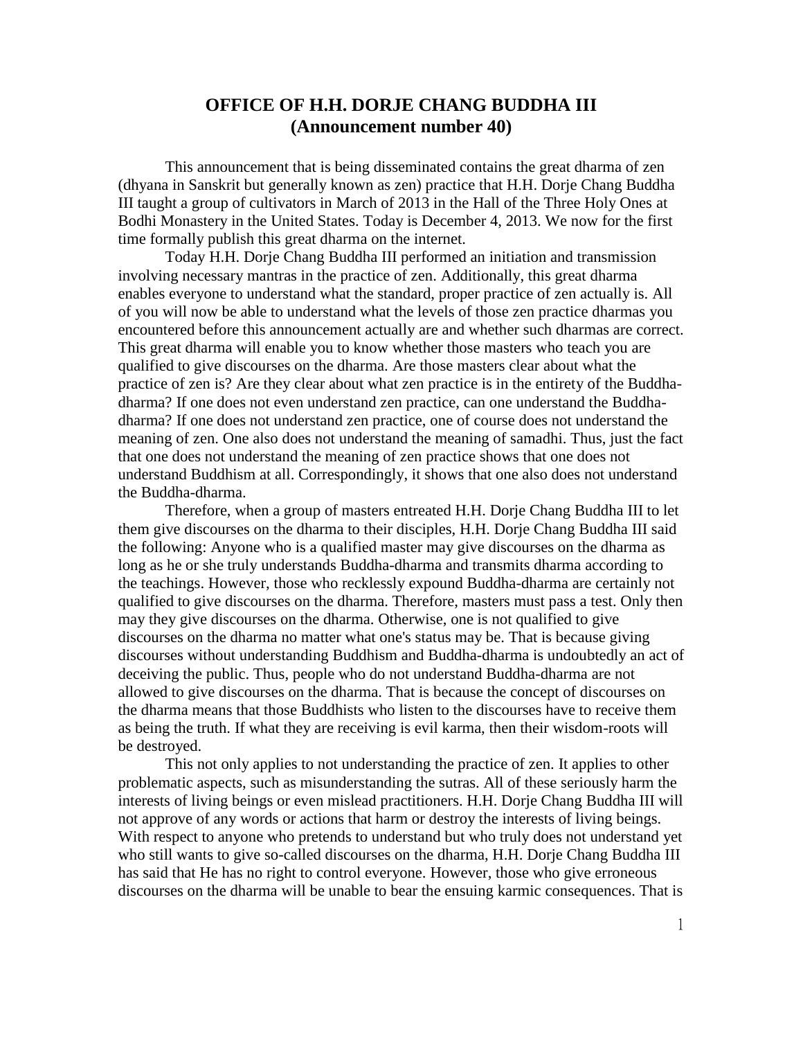# OFFICE OF H.H. DORJE CHANG BUDDHA III
## (Announcement number 40)

This announcement that is being disseminated contains the great dharma of zen (dhyana in Sanskrit but generally known as zen) practice that H.H. Dorje Chang Buddha III taught a group of cultivators in March of 2013 in the Hall of the Three Holy Ones at Bodhi Monastery in the United States. Today is December 4, 2013. We now for the first time formally publish this great dharma on the internet.

Today H.H. Dorje Chang Buddha III performed an initiation and transmission involving necessary mantras in the practice of zen. Additionally, this great dharma enables everyone to understand what the standard, proper practice of zen actually is. All of you will now be able to understand what the levels of those zen practice dharmas you encountered before this announcement actually are and whether such dharmas are correct. This great dharma will enable you to know whether those masters who teach you are qualified to give discourses on the dharma. Are those masters clear about what the practice of zen is? Are they clear about what zen practice is in the entirety of the Buddha-dharma? If one does not even understand zen practice, can one understand the Buddha-dharma? If one does not understand zen practice, one of course does not understand the meaning of zen. One also does not understand the meaning of samadhi. Thus, just the fact that one does not understand the meaning of zen practice shows that one does not understand Buddhism at all. Correspondingly, it shows that one also does not understand the Buddha-dharma.

Therefore, when a group of masters entreated H.H. Dorje Chang Buddha III to let them give discourses on the dharma to their disciples, H.H. Dorje Chang Buddha III said the following: Anyone who is a qualified master may give discourses on the dharma as long as he or she truly understands Buddha-dharma and transmits dharma according to the teachings. However, those who recklessly expound Buddha-dharma are certainly not qualified to give discourses on the dharma. Therefore, masters must pass a test. Only then may they give discourses on the dharma. Otherwise, one is not qualified to give discourses on the dharma no matter what one's status may be. That is because giving discourses without understanding Buddhism and Buddha-dharma is undoubtedly an act of deceiving the public. Thus, people who do not understand Buddha-dharma are not allowed to give discourses on the dharma. That is because the concept of discourses on the dharma means that those Buddhists who listen to the discourses have to receive them as being the truth. If what they are receiving is evil karma, then their wisdom-roots will be destroyed.

This not only applies to not understanding the practice of zen. It applies to other problematic aspects, such as misunderstanding the sutras. All of these seriously harm the interests of living beings or even mislead practitioners. H.H. Dorje Chang Buddha III will not approve of any words or actions that harm or destroy the interests of living beings. With respect to anyone who pretends to understand but who truly does not understand yet who still wants to give so-called discourses on the dharma, H.H. Dorje Chang Buddha III has said that He has no right to control everyone. However, those who give erroneous discourses on the dharma will be unable to bear the ensuing karmic consequences. That is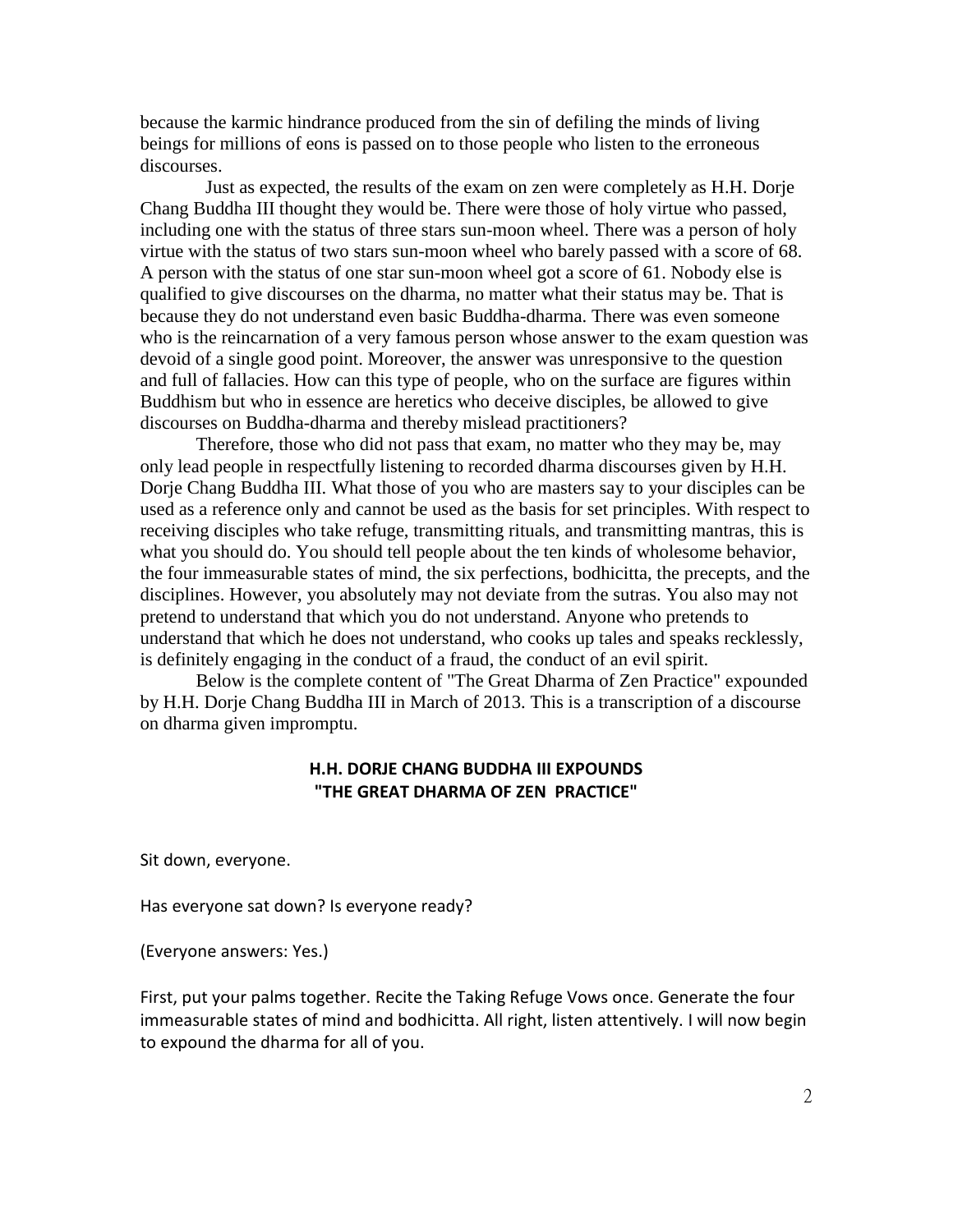because the karmic hindrance produced from the sin of defiling the minds of living beings for millions of eons is passed on to those people who listen to the erroneous discourses.

Just as expected, the results of the exam on zen were completely as H.H. Dorje Chang Buddha III thought they would be. There were those of holy virtue who passed, including one with the status of three stars sun-moon wheel. There was a person of holy virtue with the status of two stars sun-moon wheel who barely passed with a score of 68. A person with the status of one star sun-moon wheel got a score of 61. Nobody else is qualified to give discourses on the dharma, no matter what their status may be. That is because they do not understand even basic Buddha-dharma. There was even someone who is the reincarnation of a very famous person whose answer to the exam question was devoid of a single good point. Moreover, the answer was unresponsive to the question and full of fallacies. How can this type of people, who on the surface are figures within Buddhism but who in essence are heretics who deceive disciples, be allowed to give discourses on Buddha-dharma and thereby mislead practitioners?

Therefore, those who did not pass that exam, no matter who they may be, may only lead people in respectfully listening to recorded dharma discourses given by H.H. Dorje Chang Buddha III. What those of you who are masters say to your disciples can be used as a reference only and cannot be used as the basis for set principles. With respect to receiving disciples who take refuge, transmitting rituals, and transmitting mantras, this is what you should do. You should tell people about the ten kinds of wholesome behavior, the four immeasurable states of mind, the six perfections, bodhicitta, the precepts, and the disciplines. However, you absolutely may not deviate from the sutras. You also may not pretend to understand that which you do not understand. Anyone who pretends to understand that which he does not understand, who cooks up tales and speaks recklessly, is definitely engaging in the conduct of a fraud, the conduct of an evil spirit.

Below is the complete content of "The Great Dharma of Zen Practice" expounded by H.H. Dorje Chang Buddha III in March of 2013. This is a transcription of a discourse on dharma given impromptu.

## H.H. DORJE CHANG BUDDHA III EXPOUNDS "THE GREAT DHARMA OF ZEN PRACTICE"

Sit down, everyone.

Has everyone sat down? Is everyone ready?

(Everyone answers: Yes.)

First, put your palms together. Recite the Taking Refuge Vows once. Generate the four immeasurable states of mind and bodhicitta. All right, listen attentively. I will now begin to expound the dharma for all of you.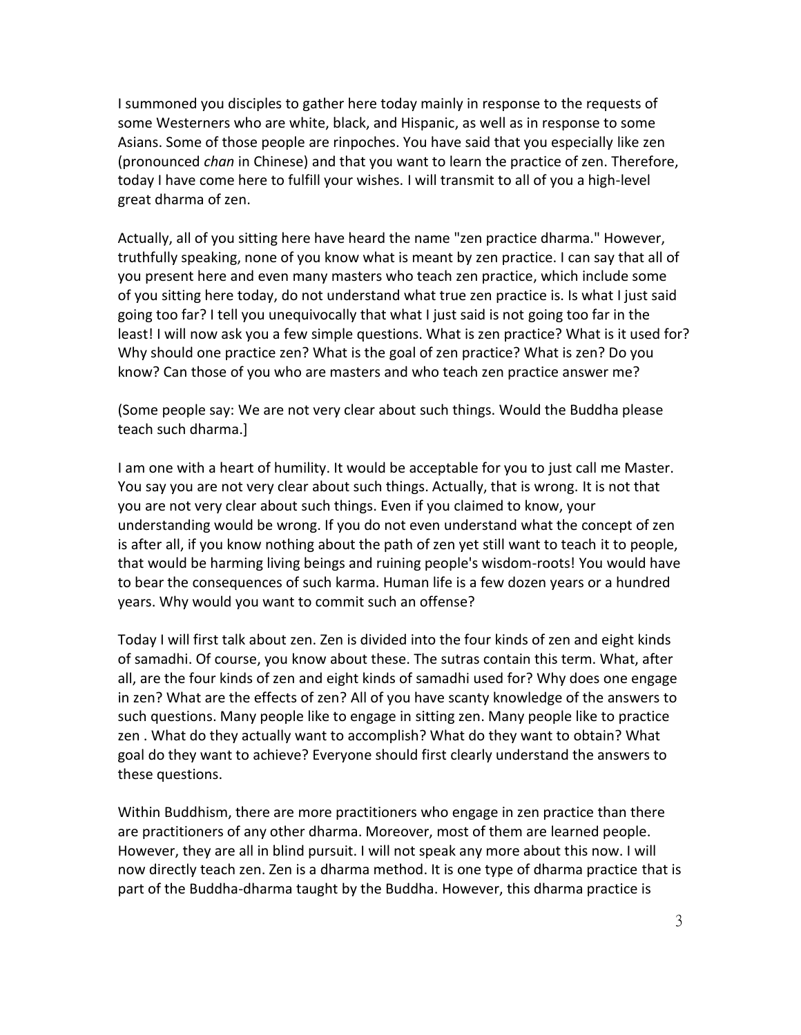I summoned you disciples to gather here today mainly in response to the requests of some Westerners who are white, black, and Hispanic, as well as in response to some Asians. Some of those people are rinpoches. You have said that you especially like zen (pronounced *chan* in Chinese) and that you want to learn the practice of zen. Therefore, today I have come here to fulfill your wishes. I will transmit to all of you a high-level great dharma of zen.

Actually, all of you sitting here have heard the name "zen practice dharma." However, truthfully speaking, none of you know what is meant by zen practice. I can say that all of you present here and even many masters who teach zen practice, which include some of you sitting here today, do not understand what true zen practice is. Is what I just said going too far? I tell you unequivocally that what I just said is not going too far in the least! I will now ask you a few simple questions. What is zen practice? What is it used for? Why should one practice zen? What is the goal of zen practice? What is zen? Do you know? Can those of you who are masters and who teach zen practice answer me?

(Some people say: We are not very clear about such things. Would the Buddha please teach such dharma.]

I am one with a heart of humility. It would be acceptable for you to just call me Master. You say you are not very clear about such things. Actually, that is wrong. It is not that you are not very clear about such things. Even if you claimed to know, your understanding would be wrong. If you do not even understand what the concept of zen is after all, if you know nothing about the path of zen yet still want to teach it to people, that would be harming living beings and ruining people's wisdom-roots! You would have to bear the consequences of such karma. Human life is a few dozen years or a hundred years. Why would you want to commit such an offense?

Today I will first talk about zen. Zen is divided into the four kinds of zen and eight kinds of samadhi. Of course, you know about these. The sutras contain this term. What, after all, are the four kinds of zen and eight kinds of samadhi used for? Why does one engage in zen? What are the effects of zen? All of you have scanty knowledge of the answers to such questions. Many people like to engage in sitting zen. Many people like to practice zen . What do they actually want to accomplish? What do they want to obtain? What goal do they want to achieve? Everyone should first clearly understand the answers to these questions.

Within Buddhism, there are more practitioners who engage in zen practice than there are practitioners of any other dharma. Moreover, most of them are learned people. However, they are all in blind pursuit. I will not speak any more about this now. I will now directly teach zen. Zen is a dharma method. It is one type of dharma practice that is part of the Buddha-dharma taught by the Buddha. However, this dharma practice is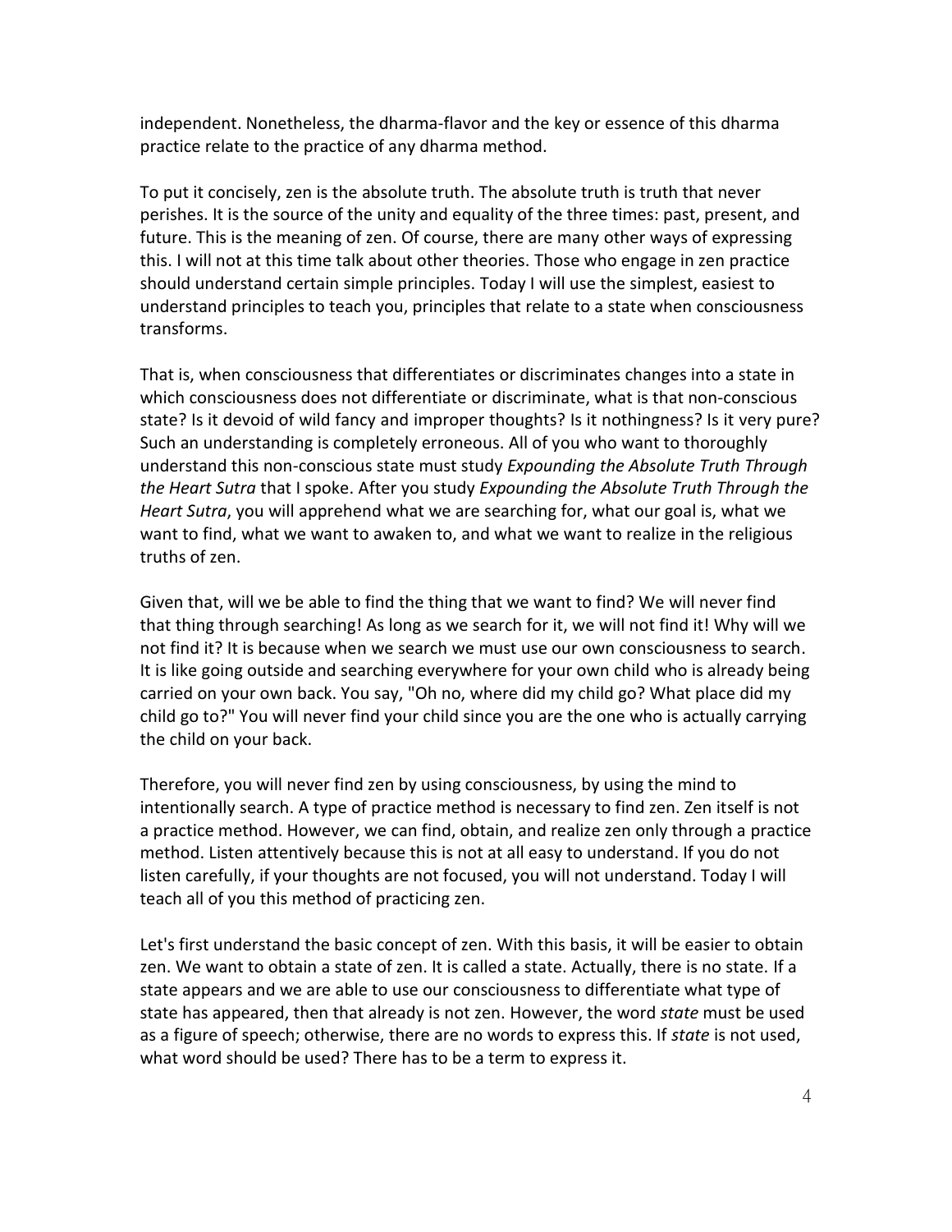independent. Nonetheless, the dharma-flavor and the key or essence of this dharma practice relate to the practice of any dharma method.

To put it concisely, zen is the absolute truth. The absolute truth is truth that never perishes. It is the source of the unity and equality of the three times: past, present, and future. This is the meaning of zen. Of course, there are many other ways of expressing this. I will not at this time talk about other theories. Those who engage in zen practice should understand certain simple principles. Today I will use the simplest, easiest to understand principles to teach you, principles that relate to a state when consciousness transforms.

That is, when consciousness that differentiates or discriminates changes into a state in which consciousness does not differentiate or discriminate, what is that non-conscious state? Is it devoid of wild fancy and improper thoughts? Is it nothingness? Is it very pure? Such an understanding is completely erroneous. All of you who want to thoroughly understand this non-conscious state must study *Expounding the Absolute Truth Through the Heart Sutra* that I spoke. After you study *Expounding the Absolute Truth Through the Heart Sutra*, you will apprehend what we are searching for, what our goal is, what we want to find, what we want to awaken to, and what we want to realize in the religious truths of zen.

Given that, will we be able to find the thing that we want to find? We will never find that thing through searching! As long as we search for it, we will not find it! Why will we not find it? It is because when we search we must use our own consciousness to search. It is like going outside and searching everywhere for your own child who is already being carried on your own back. You say, "Oh no, where did my child go? What place did my child go to?" You will never find your child since you are the one who is actually carrying the child on your back.

Therefore, you will never find zen by using consciousness, by using the mind to intentionally search. A type of practice method is necessary to find zen. Zen itself is not a practice method. However, we can find, obtain, and realize zen only through a practice method. Listen attentively because this is not at all easy to understand. If you do not listen carefully, if your thoughts are not focused, you will not understand. Today I will teach all of you this method of practicing zen.

Let's first understand the basic concept of zen. With this basis, it will be easier to obtain zen. We want to obtain a state of zen. It is called a state. Actually, there is no state. If a state appears and we are able to use our consciousness to differentiate what type of state has appeared, then that already is not zen. However, the word *state* must be used as a figure of speech; otherwise, there are no words to express this. If *state* is not used, what word should be used? There has to be a term to express it.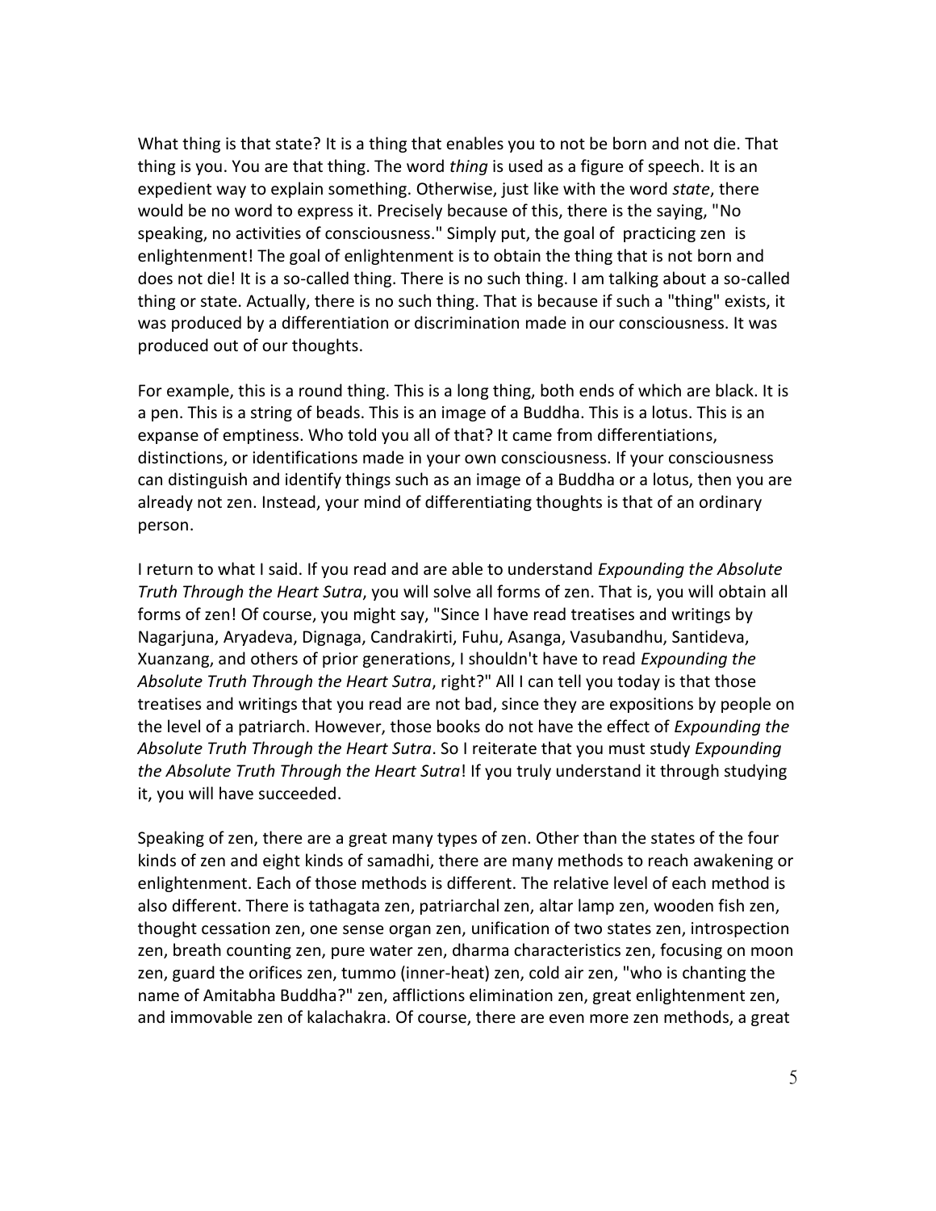What thing is that state? It is a thing that enables you to not be born and not die. That thing is you. You are that thing. The word *thing* is used as a figure of speech. It is an expedient way to explain something. Otherwise, just like with the word *state*, there would be no word to express it. Precisely because of this, there is the saying, "No speaking, no activities of consciousness." Simply put, the goal of practicing zen is enlightenment! The goal of enlightenment is to obtain the thing that is not born and does not die! It is a so-called thing. There is no such thing. I am talking about a so-called thing or state. Actually, there is no such thing. That is because if such a "thing" exists, it was produced by a differentiation or discrimination made in our consciousness. It was produced out of our thoughts.

For example, this is a round thing. This is a long thing, both ends of which are black. It is a pen. This is a string of beads. This is an image of a Buddha. This is a lotus. This is an expanse of emptiness. Who told you all of that? It came from differentiations, distinctions, or identifications made in your own consciousness. If your consciousness can distinguish and identify things such as an image of a Buddha or a lotus, then you are already not zen. Instead, your mind of differentiating thoughts is that of an ordinary person.

I return to what I said. If you read and are able to understand *Expounding the Absolute Truth Through the Heart Sutra*, you will solve all forms of zen. That is, you will obtain all forms of zen! Of course, you might say, "Since I have read treatises and writings by Nagarjuna, Aryadeva, Dignaga, Candrakirti, Fuhu, Asanga, Vasubandhu, Santideva, Xuanzang, and others of prior generations, I shouldn't have to read *Expounding the Absolute Truth Through the Heart Sutra*, right?" All I can tell you today is that those treatises and writings that you read are not bad, since they are expositions by people on the level of a patriarch. However, those books do not have the effect of *Expounding the Absolute Truth Through the Heart Sutra*. So I reiterate that you must study *Expounding the Absolute Truth Through the Heart Sutra*! If you truly understand it through studying it, you will have succeeded.

Speaking of zen, there are a great many types of zen. Other than the states of the four kinds of zen and eight kinds of samadhi, there are many methods to reach awakening or enlightenment. Each of those methods is different. The relative level of each method is also different. There is tathagata zen, patriarchal zen, altar lamp zen, wooden fish zen, thought cessation zen, one sense organ zen, unification of two states zen, introspection zen, breath counting zen, pure water zen, dharma characteristics zen, focusing on moon zen, guard the orifices zen, tummo (inner-heat) zen, cold air zen, "who is chanting the name of Amitabha Buddha?" zen, afflictions elimination zen, great enlightenment zen, and immovable zen of kalachakra. Of course, there are even more zen methods, a great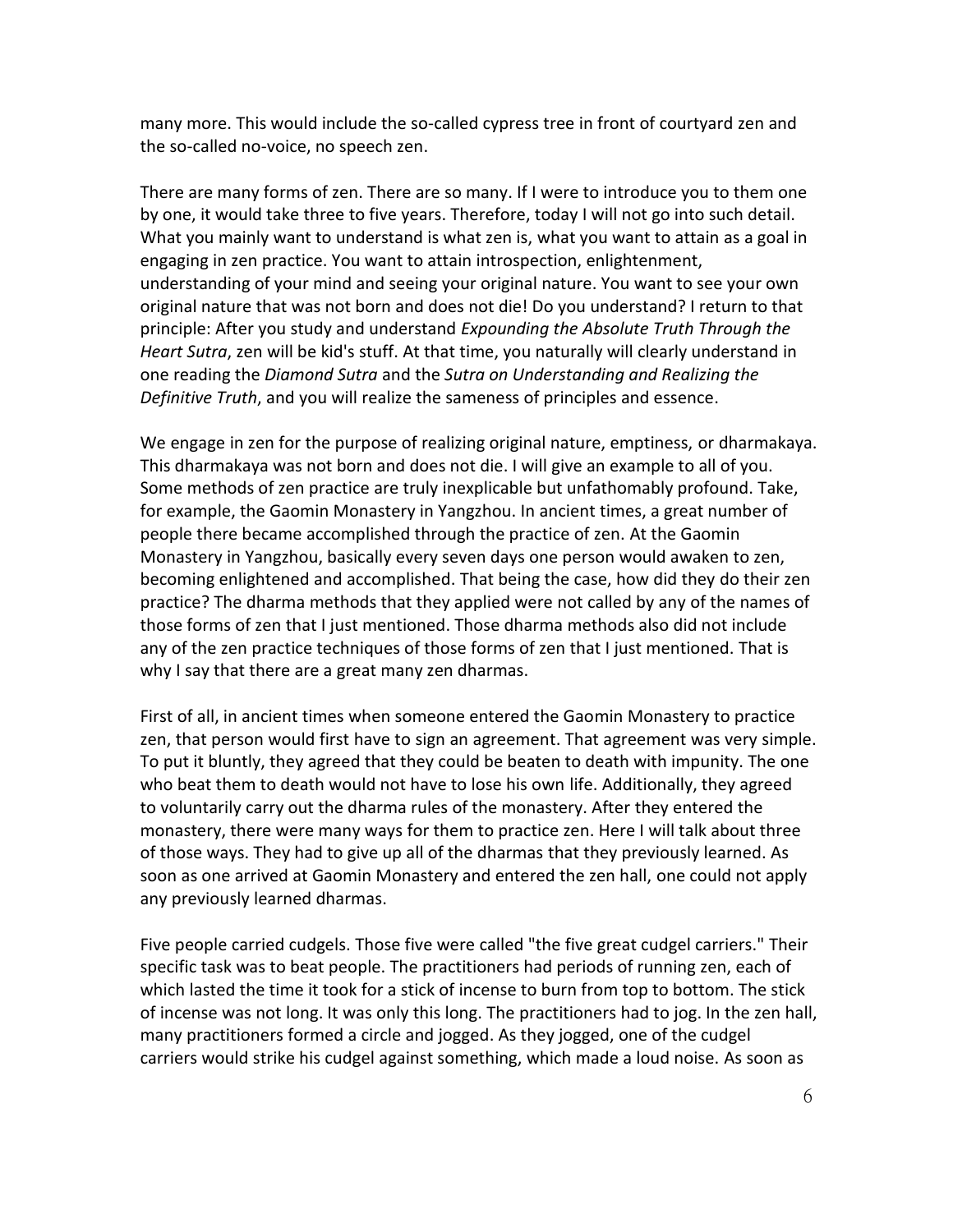many more. This would include the so-called cypress tree in front of courtyard zen and the so-called no-voice, no speech zen.

There are many forms of zen. There are so many. If I were to introduce you to them one by one, it would take three to five years. Therefore, today I will not go into such detail. What you mainly want to understand is what zen is, what you want to attain as a goal in engaging in zen practice. You want to attain introspection, enlightenment, understanding of your mind and seeing your original nature. You want to see your own original nature that was not born and does not die! Do you understand? I return to that principle: After you study and understand *Expounding the Absolute Truth Through the Heart Sutra*, zen will be kid's stuff. At that time, you naturally will clearly understand in one reading the *Diamond Sutra* and the *Sutra on Understanding and Realizing the Definitive Truth*, and you will realize the sameness of principles and essence.

We engage in zen for the purpose of realizing original nature, emptiness, or dharmakaya. This dharmakaya was not born and does not die. I will give an example to all of you. Some methods of zen practice are truly inexplicable but unfathomably profound. Take, for example, the Gaomin Monastery in Yangzhou. In ancient times, a great number of people there became accomplished through the practice of zen. At the Gaomin Monastery in Yangzhou, basically every seven days one person would awaken to zen, becoming enlightened and accomplished. That being the case, how did they do their zen practice? The dharma methods that they applied were not called by any of the names of those forms of zen that I just mentioned. Those dharma methods also did not include any of the zen practice techniques of those forms of zen that I just mentioned. That is why I say that there are a great many zen dharmas.

First of all, in ancient times when someone entered the Gaomin Monastery to practice zen, that person would first have to sign an agreement. That agreement was very simple. To put it bluntly, they agreed that they could be beaten to death with impunity. The one who beat them to death would not have to lose his own life. Additionally, they agreed to voluntarily carry out the dharma rules of the monastery. After they entered the monastery, there were many ways for them to practice zen. Here I will talk about three of those ways. They had to give up all of the dharmas that they previously learned. As soon as one arrived at Gaomin Monastery and entered the zen hall, one could not apply any previously learned dharmas.

Five people carried cudgels. Those five were called "the five great cudgel carriers." Their specific task was to beat people. The practitioners had periods of running zen, each of which lasted the time it took for a stick of incense to burn from top to bottom. The stick of incense was not long. It was only this long. The practitioners had to jog. In the zen hall, many practitioners formed a circle and jogged. As they jogged, one of the cudgel carriers would strike his cudgel against something, which made a loud noise. As soon as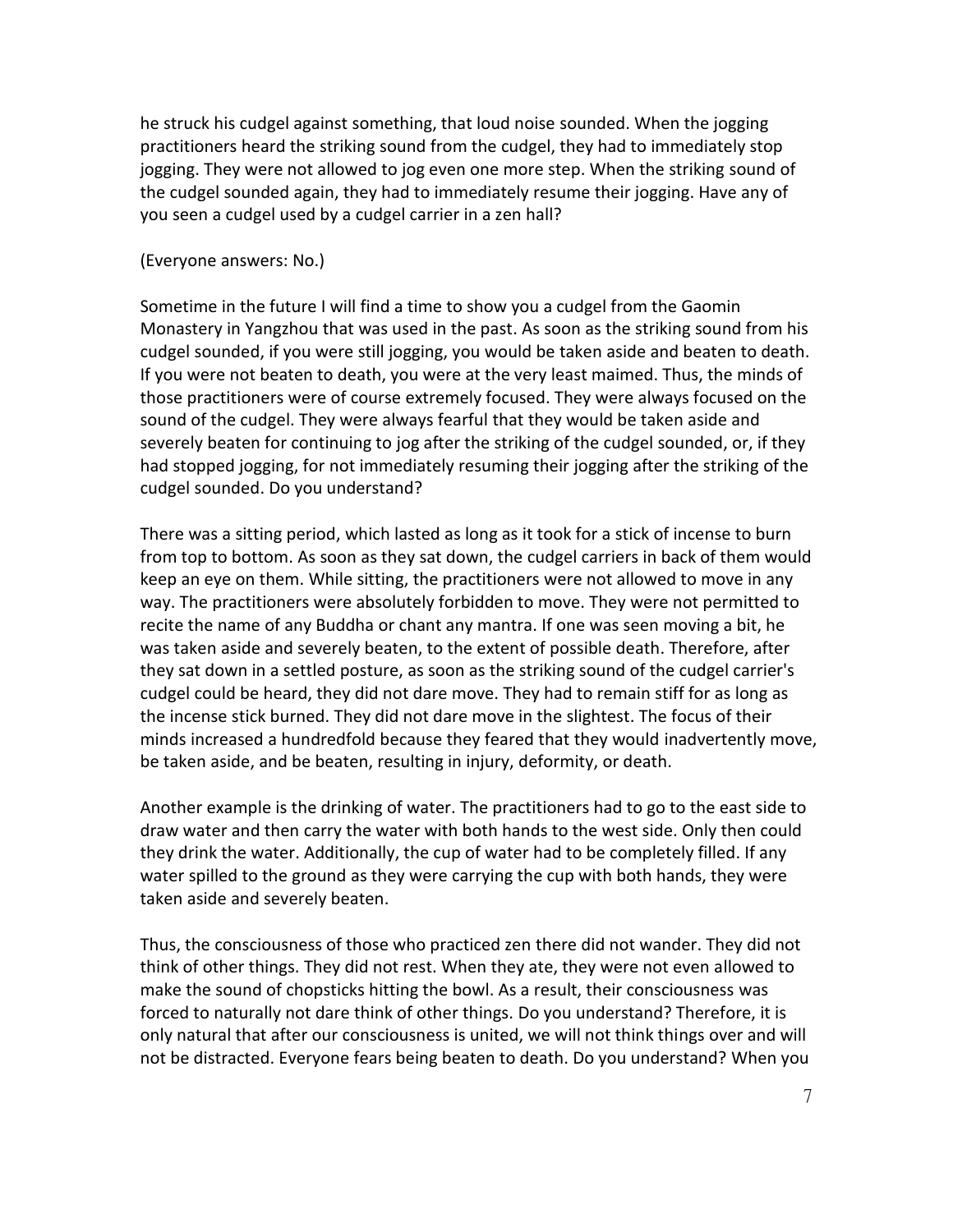he struck his cudgel against something, that loud noise sounded. When the jogging practitioners heard the striking sound from the cudgel, they had to immediately stop jogging. They were not allowed to jog even one more step. When the striking sound of the cudgel sounded again, they had to immediately resume their jogging. Have any of you seen a cudgel used by a cudgel carrier in a zen hall?

(Everyone answers: No.)

Sometime in the future I will find a time to show you a cudgel from the Gaomin Monastery in Yangzhou that was used in the past. As soon as the striking sound from his cudgel sounded, if you were still jogging, you would be taken aside and beaten to death. If you were not beaten to death, you were at the very least maimed. Thus, the minds of those practitioners were of course extremely focused. They were always focused on the sound of the cudgel. They were always fearful that they would be taken aside and severely beaten for continuing to jog after the striking of the cudgel sounded, or, if they had stopped jogging, for not immediately resuming their jogging after the striking of the cudgel sounded. Do you understand?

There was a sitting period, which lasted as long as it took for a stick of incense to burn from top to bottom. As soon as they sat down, the cudgel carriers in back of them would keep an eye on them. While sitting, the practitioners were not allowed to move in any way. The practitioners were absolutely forbidden to move. They were not permitted to recite the name of any Buddha or chant any mantra. If one was seen moving a bit, he was taken aside and severely beaten, to the extent of possible death. Therefore, after they sat down in a settled posture, as soon as the striking sound of the cudgel carrier's cudgel could be heard, they did not dare move. They had to remain stiff for as long as the incense stick burned. They did not dare move in the slightest. The focus of their minds increased a hundredfold because they feared that they would inadvertently move, be taken aside, and be beaten, resulting in injury, deformity, or death.

Another example is the drinking of water. The practitioners had to go to the east side to draw water and then carry the water with both hands to the west side. Only then could they drink the water. Additionally, the cup of water had to be completely filled. If any water spilled to the ground as they were carrying the cup with both hands, they were taken aside and severely beaten.

Thus, the consciousness of those who practiced zen there did not wander. They did not think of other things. They did not rest. When they ate, they were not even allowed to make the sound of chopsticks hitting the bowl. As a result, their consciousness was forced to naturally not dare think of other things. Do you understand? Therefore, it is only natural that after our consciousness is united, we will not think things over and will not be distracted. Everyone fears being beaten to death. Do you understand? When you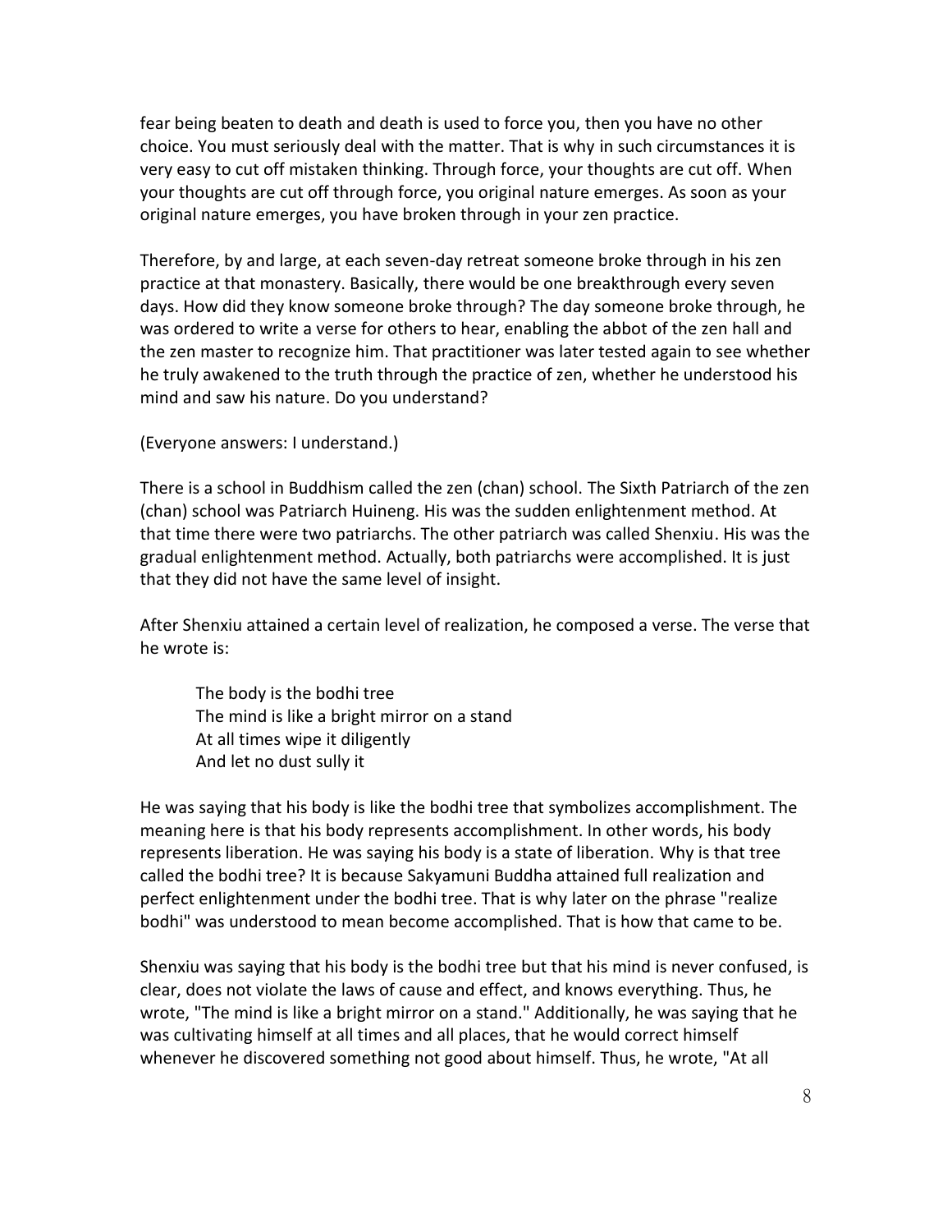fear being beaten to death and death is used to force you, then you have no other choice. You must seriously deal with the matter. That is why in such circumstances it is very easy to cut off mistaken thinking. Through force, your thoughts are cut off. When your thoughts are cut off through force, you original nature emerges. As soon as your original nature emerges, you have broken through in your zen practice.

Therefore, by and large, at each seven-day retreat someone broke through in his zen practice at that monastery. Basically, there would be one breakthrough every seven days. How did they know someone broke through? The day someone broke through, he was ordered to write a verse for others to hear, enabling the abbot of the zen hall and the zen master to recognize him. That practitioner was later tested again to see whether he truly awakened to the truth through the practice of zen, whether he understood his mind and saw his nature. Do you understand?

(Everyone answers: I understand.)

There is a school in Buddhism called the zen (chan) school. The Sixth Patriarch of the zen (chan) school was Patriarch Huineng. His was the sudden enlightenment method. At that time there were two patriarchs. The other patriarch was called Shenxiu. His was the gradual enlightenment method. Actually, both patriarchs were accomplished. It is just that they did not have the same level of insight.

After Shenxiu attained a certain level of realization, he composed a verse. The verse that he wrote is:

> The body is the bodhi tree
> The mind is like a bright mirror on a stand
> At all times wipe it diligently
> And let no dust sully it

He was saying that his body is like the bodhi tree that symbolizes accomplishment. The meaning here is that his body represents accomplishment. In other words, his body represents liberation. He was saying his body is a state of liberation. Why is that tree called the bodhi tree? It is because Sakyamuni Buddha attained full realization and perfect enlightenment under the bodhi tree. That is why later on the phrase "realize bodhi" was understood to mean become accomplished. That is how that came to be.

Shenxiu was saying that his body is the bodhi tree but that his mind is never confused, is clear, does not violate the laws of cause and effect, and knows everything. Thus, he wrote, "The mind is like a bright mirror on a stand." Additionally, he was saying that he was cultivating himself at all times and all places, that he would correct himself whenever he discovered something not good about himself. Thus, he wrote, "At all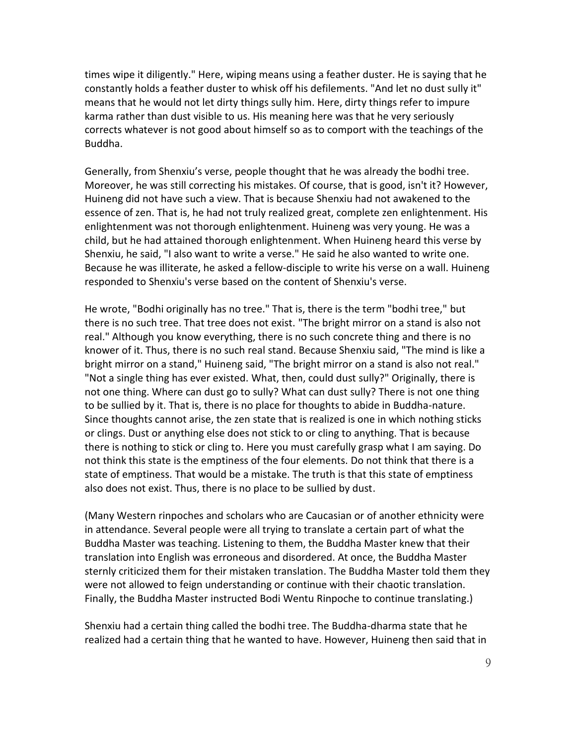times wipe it diligently." Here, wiping means using a feather duster. He is saying that he constantly holds a feather duster to whisk off his defilements. "And let no dust sully it" means that he would not let dirty things sully him. Here, dirty things refer to impure karma rather than dust visible to us. His meaning here was that he very seriously corrects whatever is not good about himself so as to comport with the teachings of the Buddha.

Generally, from Shenxiu's verse, people thought that he was already the bodhi tree. Moreover, he was still correcting his mistakes. Of course, that is good, isn't it? However, Huineng did not have such a view. That is because Shenxiu had not awakened to the essence of zen. That is, he had not truly realized great, complete zen enlightenment. His enlightenment was not thorough enlightenment. Huineng was very young. He was a child, but he had attained thorough enlightenment. When Huineng heard this verse by Shenxiu, he said, "I also want to write a verse." He said he also wanted to write one. Because he was illiterate, he asked a fellow-disciple to write his verse on a wall. Huineng responded to Shenxiu's verse based on the content of Shenxiu's verse.

He wrote, "Bodhi originally has no tree." That is, there is the term "bodhi tree," but there is no such tree. That tree does not exist. "The bright mirror on a stand is also not real." Although you know everything, there is no such concrete thing and there is no knower of it. Thus, there is no such real stand. Because Shenxiu said, "The mind is like a bright mirror on a stand," Huineng said, "The bright mirror on a stand is also not real." "Not a single thing has ever existed. What, then, could dust sully?" Originally, there is not one thing. Where can dust go to sully? What can dust sully? There is not one thing to be sullied by it. That is, there is no place for thoughts to abide in Buddha-nature. Since thoughts cannot arise, the zen state that is realized is one in which nothing sticks or clings. Dust or anything else does not stick to or cling to anything. That is because there is nothing to stick or cling to. Here you must carefully grasp what I am saying. Do not think this state is the emptiness of the four elements. Do not think that there is a state of emptiness. That would be a mistake. The truth is that this state of emptiness also does not exist. Thus, there is no place to be sullied by dust.

(Many Western rinpoches and scholars who are Caucasian or of another ethnicity were in attendance. Several people were all trying to translate a certain part of what the Buddha Master was teaching. Listening to them, the Buddha Master knew that their translation into English was erroneous and disordered. At once, the Buddha Master sternly criticized them for their mistaken translation. The Buddha Master told them they were not allowed to feign understanding or continue with their chaotic translation. Finally, the Buddha Master instructed Bodi Wentu Rinpoche to continue translating.)

Shenxiu had a certain thing called the bodhi tree. The Buddha-dharma state that he realized had a certain thing that he wanted to have. However, Huineng then said that in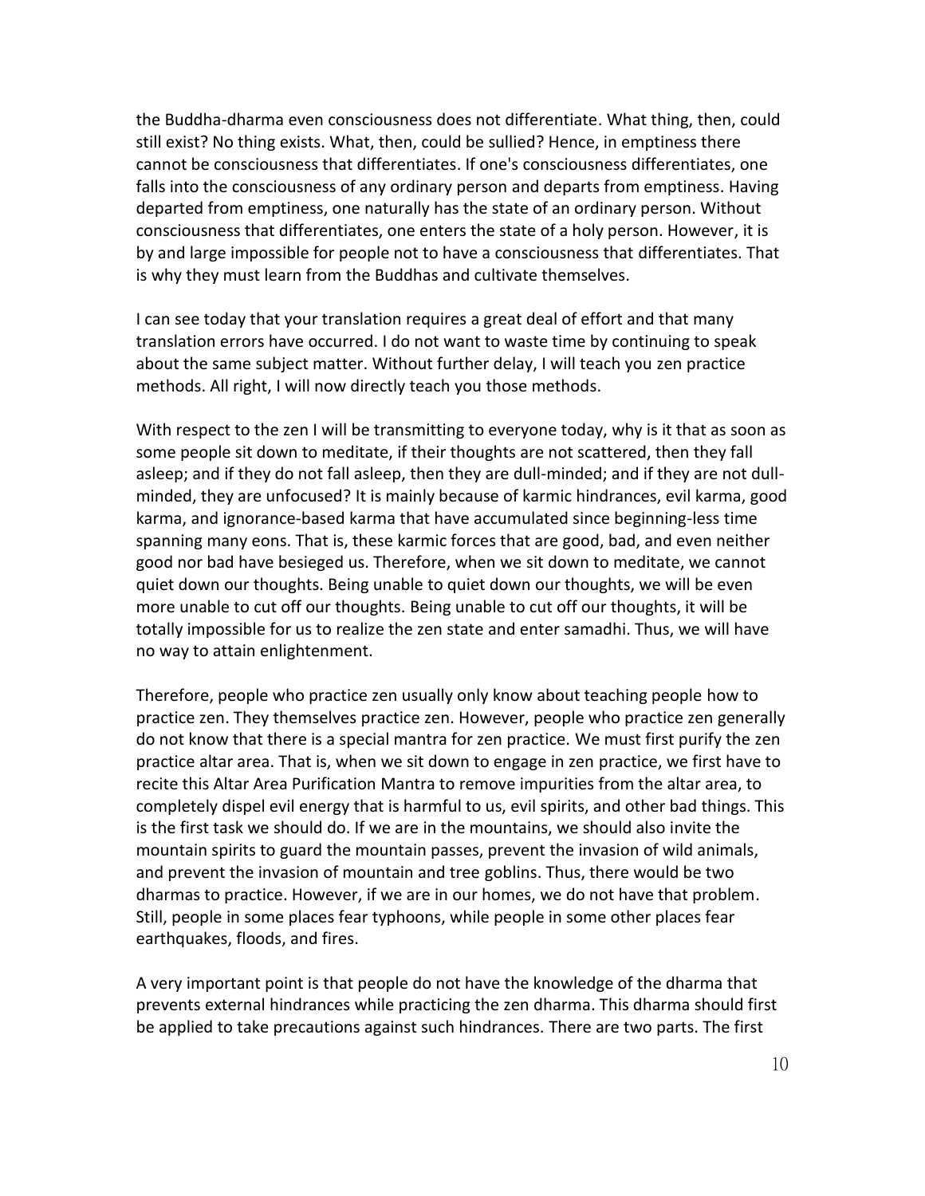the Buddha-dharma even consciousness does not differentiate. What thing, then, could still exist? No thing exists. What, then, could be sullied? Hence, in emptiness there cannot be consciousness that differentiates. If one's consciousness differentiates, one falls into the consciousness of any ordinary person and departs from emptiness. Having departed from emptiness, one naturally has the state of an ordinary person. Without consciousness that differentiates, one enters the state of a holy person. However, it is by and large impossible for people not to have a consciousness that differentiates. That is why they must learn from the Buddhas and cultivate themselves.

I can see today that your translation requires a great deal of effort and that many translation errors have occurred. I do not want to waste time by continuing to speak about the same subject matter. Without further delay, I will teach you zen practice methods. All right, I will now directly teach you those methods.

With respect to the zen I will be transmitting to everyone today, why is it that as soon as some people sit down to meditate, if their thoughts are not scattered, then they fall asleep; and if they do not fall asleep, then they are dull-minded; and if they are not dull-minded, they are unfocused? It is mainly because of karmic hindrances, evil karma, good karma, and ignorance-based karma that have accumulated since beginning-less time spanning many eons. That is, these karmic forces that are good, bad, and even neither good nor bad have besieged us. Therefore, when we sit down to meditate, we cannot quiet down our thoughts. Being unable to quiet down our thoughts, we will be even more unable to cut off our thoughts. Being unable to cut off our thoughts, it will be totally impossible for us to realize the zen state and enter samadhi. Thus, we will have no way to attain enlightenment.

Therefore, people who practice zen usually only know about teaching people how to practice zen. They themselves practice zen. However, people who practice zen generally do not know that there is a special mantra for zen practice. We must first purify the zen practice altar area. That is, when we sit down to engage in zen practice, we first have to recite this Altar Area Purification Mantra to remove impurities from the altar area, to completely dispel evil energy that is harmful to us, evil spirits, and other bad things. This is the first task we should do. If we are in the mountains, we should also invite the mountain spirits to guard the mountain passes, prevent the invasion of wild animals, and prevent the invasion of mountain and tree goblins. Thus, there would be two dharmas to practice. However, if we are in our homes, we do not have that problem. Still, people in some places fear typhoons, while people in some other places fear earthquakes, floods, and fires.

A very important point is that people do not have the knowledge of the dharma that prevents external hindrances while practicing the zen dharma. This dharma should first be applied to take precautions against such hindrances. There are two parts. The first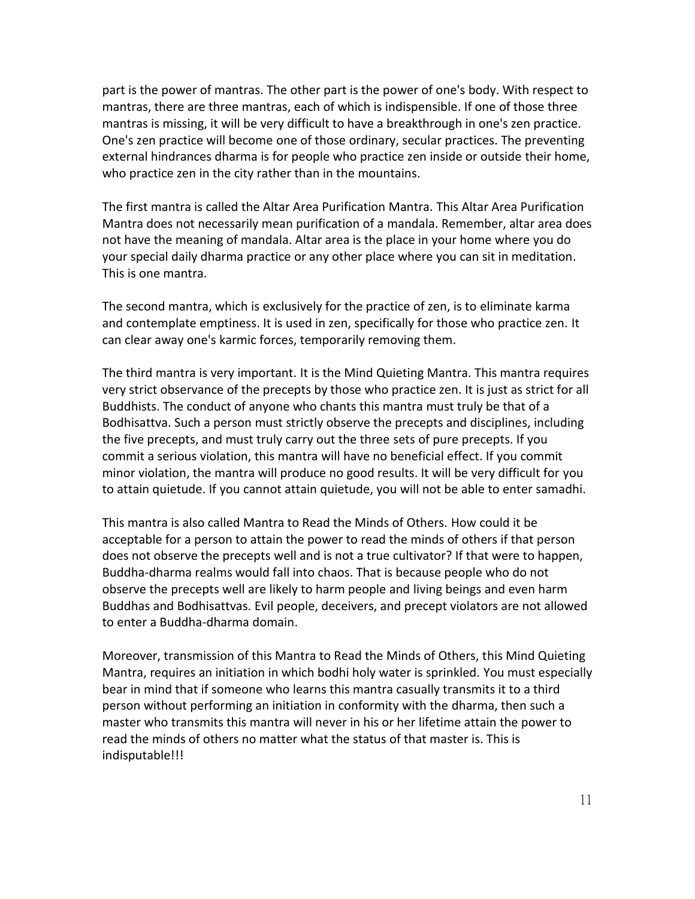part is the power of mantras. The other part is the power of one's body. With respect to mantras, there are three mantras, each of which is indispensible. If one of those three mantras is missing, it will be very difficult to have a breakthrough in one's zen practice. One's zen practice will become one of those ordinary, secular practices. The preventing external hindrances dharma is for people who practice zen inside or outside their home, who practice zen in the city rather than in the mountains.

The first mantra is called the Altar Area Purification Mantra. This Altar Area Purification Mantra does not necessarily mean purification of a mandala. Remember, altar area does not have the meaning of mandala. Altar area is the place in your home where you do your special daily dharma practice or any other place where you can sit in meditation. This is one mantra.

The second mantra, which is exclusively for the practice of zen, is to eliminate karma and contemplate emptiness. It is used in zen, specifically for those who practice zen. It can clear away one's karmic forces, temporarily removing them.

The third mantra is very important. It is the Mind Quieting Mantra. This mantra requires very strict observance of the precepts by those who practice zen. It is just as strict for all Buddhists. The conduct of anyone who chants this mantra must truly be that of a Bodhisattva. Such a person must strictly observe the precepts and disciplines, including the five precepts, and must truly carry out the three sets of pure precepts. If you commit a serious violation, this mantra will have no beneficial effect. If you commit minor violation, the mantra will produce no good results. It will be very difficult for you to attain quietude. If you cannot attain quietude, you will not be able to enter samadhi.

This mantra is also called Mantra to Read the Minds of Others. How could it be acceptable for a person to attain the power to read the minds of others if that person does not observe the precepts well and is not a true cultivator? If that were to happen, Buddha-dharma realms would fall into chaos. That is because people who do not observe the precepts well are likely to harm people and living beings and even harm Buddhas and Bodhisattvas. Evil people, deceivers, and precept violators are not allowed to enter a Buddha-dharma domain.

Moreover, transmission of this Mantra to Read the Minds of Others, this Mind Quieting Mantra, requires an initiation in which bodhi holy water is sprinkled. You must especially bear in mind that if someone who learns this mantra casually transmits it to a third person without performing an initiation in conformity with the dharma, then such a master who transmits this mantra will never in his or her lifetime attain the power to read the minds of others no matter what the status of that master is. This is indisputable!!!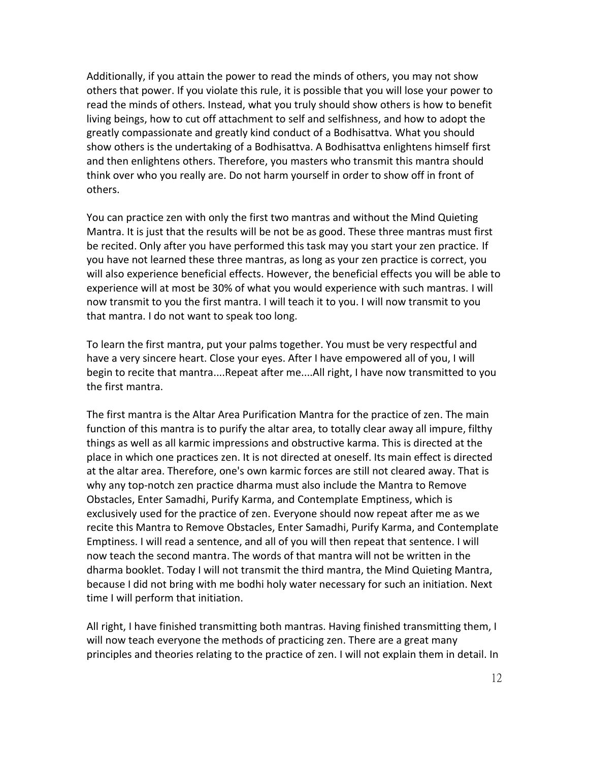Additionally, if you attain the power to read the minds of others, you may not show others that power. If you violate this rule, it is possible that you will lose your power to read the minds of others. Instead, what you truly should show others is how to benefit living beings, how to cut off attachment to self and selfishness, and how to adopt the greatly compassionate and greatly kind conduct of a Bodhisattva. What you should show others is the undertaking of a Bodhisattva. A Bodhisattva enlightens himself first and then enlightens others. Therefore, you masters who transmit this mantra should think over who you really are. Do not harm yourself in order to show off in front of others.

You can practice zen with only the first two mantras and without the Mind Quieting Mantra. It is just that the results will be not be as good. These three mantras must first be recited. Only after you have performed this task may you start your zen practice. If you have not learned these three mantras, as long as your zen practice is correct, you will also experience beneficial effects. However, the beneficial effects you will be able to experience will at most be 30% of what you would experience with such mantras. I will now transmit to you the first mantra. I will teach it to you. I will now transmit to you that mantra. I do not want to speak too long.

To learn the first mantra, put your palms together. You must be very respectful and have a very sincere heart. Close your eyes. After I have empowered all of you, I will begin to recite that mantra....Repeat after me....All right, I have now transmitted to you the first mantra.

The first mantra is the Altar Area Purification Mantra for the practice of zen. The main function of this mantra is to purify the altar area, to totally clear away all impure, filthy things as well as all karmic impressions and obstructive karma. This is directed at the place in which one practices zen. It is not directed at oneself. Its main effect is directed at the altar area. Therefore, one's own karmic forces are still not cleared away. That is why any top-notch zen practice dharma must also include the Mantra to Remove Obstacles, Enter Samadhi, Purify Karma, and Contemplate Emptiness, which is exclusively used for the practice of zen. Everyone should now repeat after me as we recite this Mantra to Remove Obstacles, Enter Samadhi, Purify Karma, and Contemplate Emptiness. I will read a sentence, and all of you will then repeat that sentence. I will now teach the second mantra. The words of that mantra will not be written in the dharma booklet. Today I will not transmit the third mantra, the Mind Quieting Mantra, because I did not bring with me bodhi holy water necessary for such an initiation. Next time I will perform that initiation.

All right, I have finished transmitting both mantras. Having finished transmitting them, I will now teach everyone the methods of practicing zen. There are a great many principles and theories relating to the practice of zen. I will not explain them in detail. In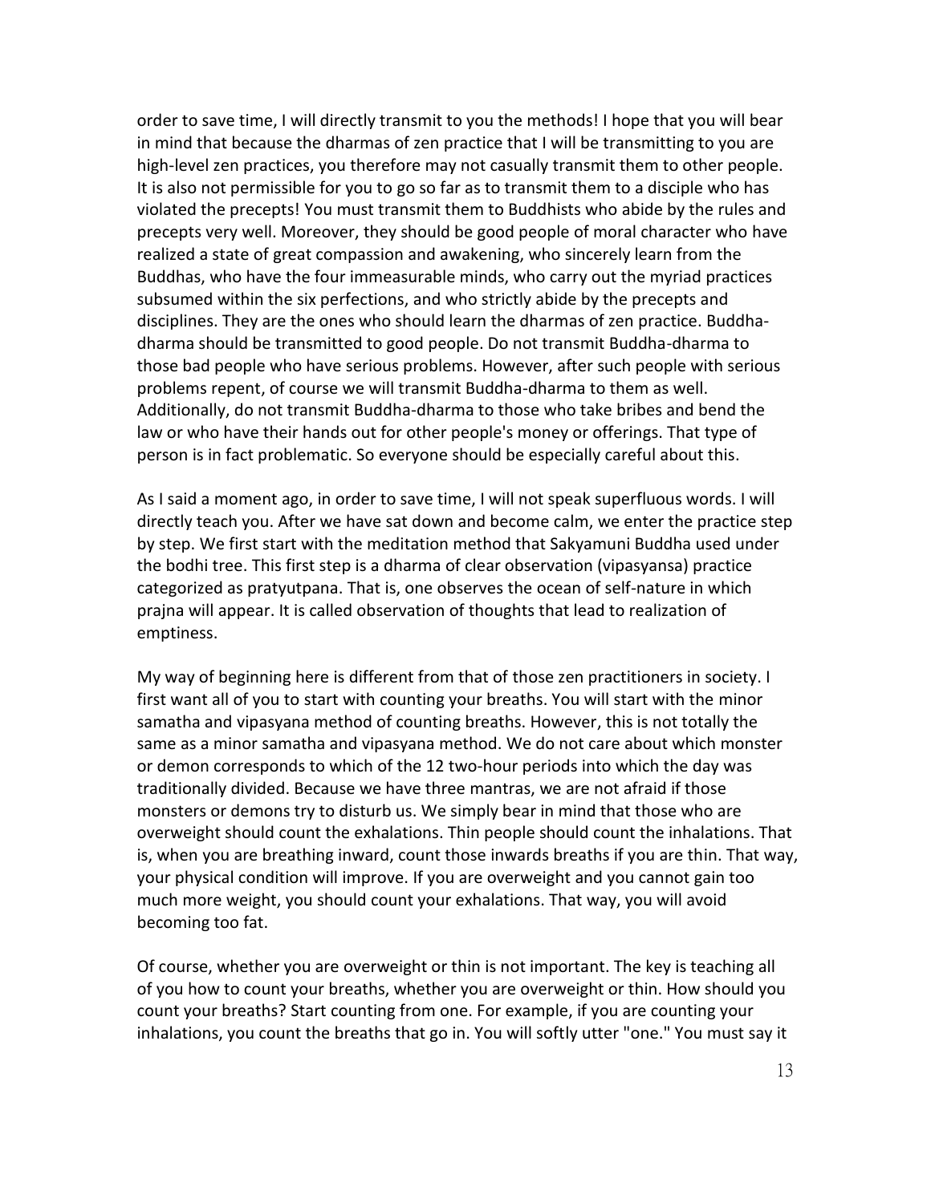order to save time, I will directly transmit to you the methods! I hope that you will bear in mind that because the dharmas of zen practice that I will be transmitting to you are high-level zen practices, you therefore may not casually transmit them to other people. It is also not permissible for you to go so far as to transmit them to a disciple who has violated the precepts! You must transmit them to Buddhists who abide by the rules and precepts very well. Moreover, they should be good people of moral character who have realized a state of great compassion and awakening, who sincerely learn from the Buddhas, who have the four immeasurable minds, who carry out the myriad practices subsumed within the six perfections, and who strictly abide by the precepts and disciplines. They are the ones who should learn the dharmas of zen practice. Buddha-dharma should be transmitted to good people. Do not transmit Buddha-dharma to those bad people who have serious problems. However, after such people with serious problems repent, of course we will transmit Buddha-dharma to them as well. Additionally, do not transmit Buddha-dharma to those who take bribes and bend the law or who have their hands out for other people's money or offerings. That type of person is in fact problematic. So everyone should be especially careful about this.

As I said a moment ago, in order to save time, I will not speak superfluous words. I will directly teach you. After we have sat down and become calm, we enter the practice step by step. We first start with the meditation method that Sakyamuni Buddha used under the bodhi tree. This first step is a dharma of clear observation (vipasyansa) practice categorized as pratyutpana. That is, one observes the ocean of self-nature in which prajna will appear. It is called observation of thoughts that lead to realization of emptiness.

My way of beginning here is different from that of those zen practitioners in society. I first want all of you to start with counting your breaths. You will start with the minor samatha and vipasyana method of counting breaths. However, this is not totally the same as a minor samatha and vipasyana method. We do not care about which monster or demon corresponds to which of the 12 two-hour periods into which the day was traditionally divided. Because we have three mantras, we are not afraid if those monsters or demons try to disturb us. We simply bear in mind that those who are overweight should count the exhalations. Thin people should count the inhalations. That is, when you are breathing inward, count those inwards breaths if you are thin. That way, your physical condition will improve. If you are overweight and you cannot gain too much more weight, you should count your exhalations. That way, you will avoid becoming too fat.

Of course, whether you are overweight or thin is not important. The key is teaching all of you how to count your breaths, whether you are overweight or thin. How should you count your breaths? Start counting from one. For example, if you are counting your inhalations, you count the breaths that go in. You will softly utter "one." You must say it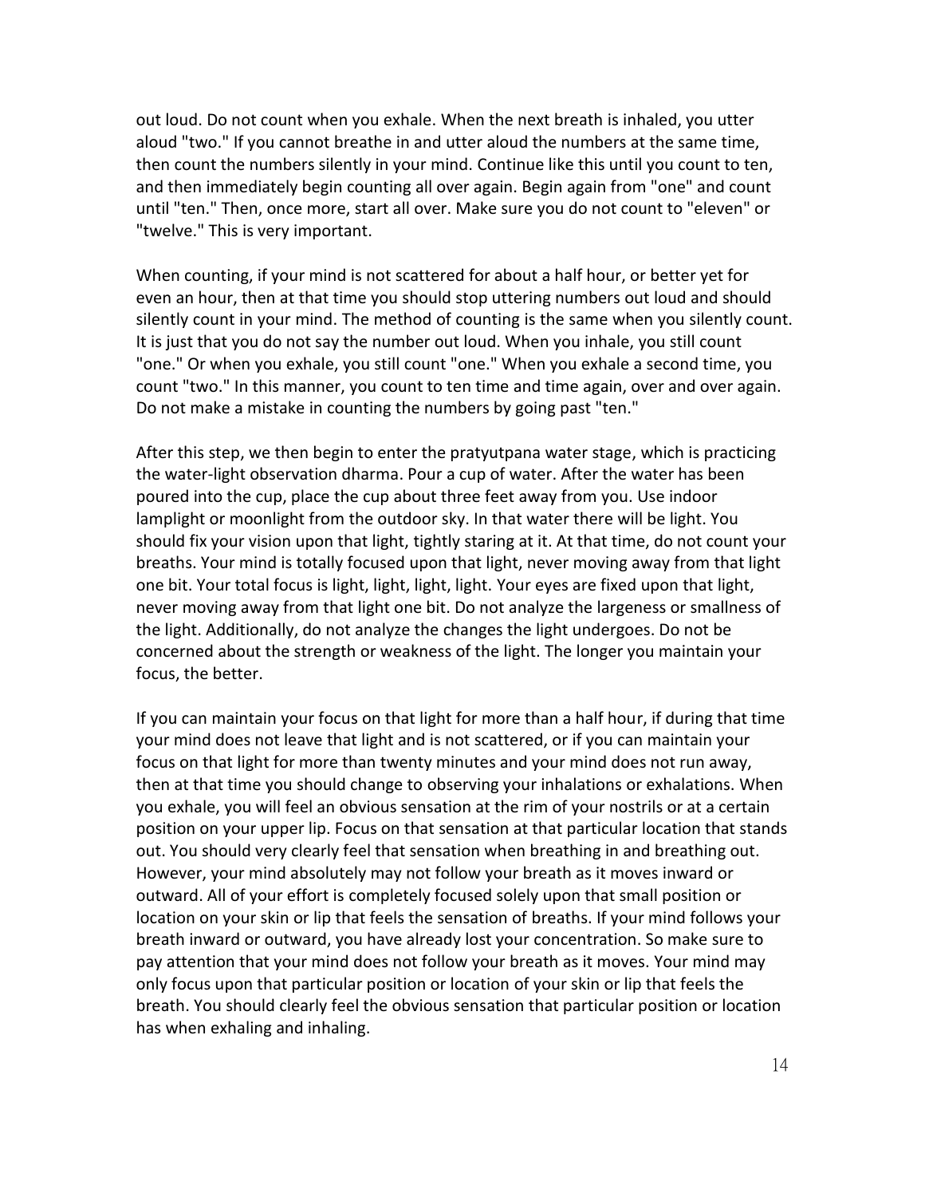out loud. Do not count when you exhale. When the next breath is inhaled, you utter aloud "two." If you cannot breathe in and utter aloud the numbers at the same time, then count the numbers silently in your mind. Continue like this until you count to ten, and then immediately begin counting all over again. Begin again from "one" and count until "ten." Then, once more, start all over. Make sure you do not count to "eleven" or "twelve." This is very important.

When counting, if your mind is not scattered for about a half hour, or better yet for even an hour, then at that time you should stop uttering numbers out loud and should silently count in your mind. The method of counting is the same when you silently count. It is just that you do not say the number out loud. When you inhale, you still count "one." Or when you exhale, you still count "one." When you exhale a second time, you count "two." In this manner, you count to ten time and time again, over and over again. Do not make a mistake in counting the numbers by going past "ten."

After this step, we then begin to enter the pratyutpana water stage, which is practicing the water-light observation dharma. Pour a cup of water. After the water has been poured into the cup, place the cup about three feet away from you. Use indoor lamplight or moonlight from the outdoor sky. In that water there will be light. You should fix your vision upon that light, tightly staring at it. At that time, do not count your breaths. Your mind is totally focused upon that light, never moving away from that light one bit. Your total focus is light, light, light, light. Your eyes are fixed upon that light, never moving away from that light one bit. Do not analyze the largeness or smallness of the light. Additionally, do not analyze the changes the light undergoes. Do not be concerned about the strength or weakness of the light. The longer you maintain your focus, the better.

If you can maintain your focus on that light for more than a half hour, if during that time your mind does not leave that light and is not scattered, or if you can maintain your focus on that light for more than twenty minutes and your mind does not run away, then at that time you should change to observing your inhalations or exhalations. When you exhale, you will feel an obvious sensation at the rim of your nostrils or at a certain position on your upper lip. Focus on that sensation at that particular location that stands out. You should very clearly feel that sensation when breathing in and breathing out. However, your mind absolutely may not follow your breath as it moves inward or outward. All of your effort is completely focused solely upon that small position or location on your skin or lip that feels the sensation of breaths. If your mind follows your breath inward or outward, you have already lost your concentration. So make sure to pay attention that your mind does not follow your breath as it moves. Your mind may only focus upon that particular position or location of your skin or lip that feels the breath. You should clearly feel the obvious sensation that particular position or location has when exhaling and inhaling.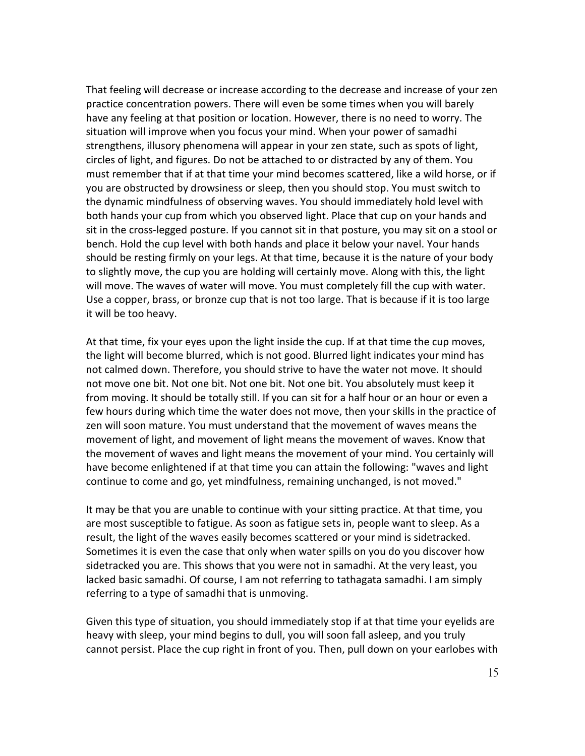That feeling will decrease or increase according to the decrease and increase of your zen practice concentration powers. There will even be some times when you will barely have any feeling at that position or location. However, there is no need to worry. The situation will improve when you focus your mind. When your power of samadhi strengthens, illusory phenomena will appear in your zen state, such as spots of light, circles of light, and figures. Do not be attached to or distracted by any of them. You must remember that if at that time your mind becomes scattered, like a wild horse, or if you are obstructed by drowsiness or sleep, then you should stop. You must switch to the dynamic mindfulness of observing waves. You should immediately hold level with both hands your cup from which you observed light. Place that cup on your hands and sit in the cross-legged posture. If you cannot sit in that posture, you may sit on a stool or bench. Hold the cup level with both hands and place it below your navel. Your hands should be resting firmly on your legs. At that time, because it is the nature of your body to slightly move, the cup you are holding will certainly move. Along with this, the light will move. The waves of water will move. You must completely fill the cup with water. Use a copper, brass, or bronze cup that is not too large. That is because if it is too large it will be too heavy.

At that time, fix your eyes upon the light inside the cup. If at that time the cup moves, the light will become blurred, which is not good. Blurred light indicates your mind has not calmed down. Therefore, you should strive to have the water not move. It should not move one bit. Not one bit. Not one bit. Not one bit. You absolutely must keep it from moving. It should be totally still. If you can sit for a half hour or an hour or even a few hours during which time the water does not move, then your skills in the practice of zen will soon mature. You must understand that the movement of waves means the movement of light, and movement of light means the movement of waves. Know that the movement of waves and light means the movement of your mind. You certainly will have become enlightened if at that time you can attain the following: "waves and light continue to come and go, yet mindfulness, remaining unchanged, is not moved."

It may be that you are unable to continue with your sitting practice. At that time, you are most susceptible to fatigue. As soon as fatigue sets in, people want to sleep. As a result, the light of the waves easily becomes scattered or your mind is sidetracked. Sometimes it is even the case that only when water spills on you do you discover how sidetracked you are. This shows that you were not in samadhi. At the very least, you lacked basic samadhi. Of course, I am not referring to tathagata samadhi. I am simply referring to a type of samadhi that is unmoving.

Given this type of situation, you should immediately stop if at that time your eyelids are heavy with sleep, your mind begins to dull, you will soon fall asleep, and you truly cannot persist. Place the cup right in front of you. Then, pull down on your earlobes with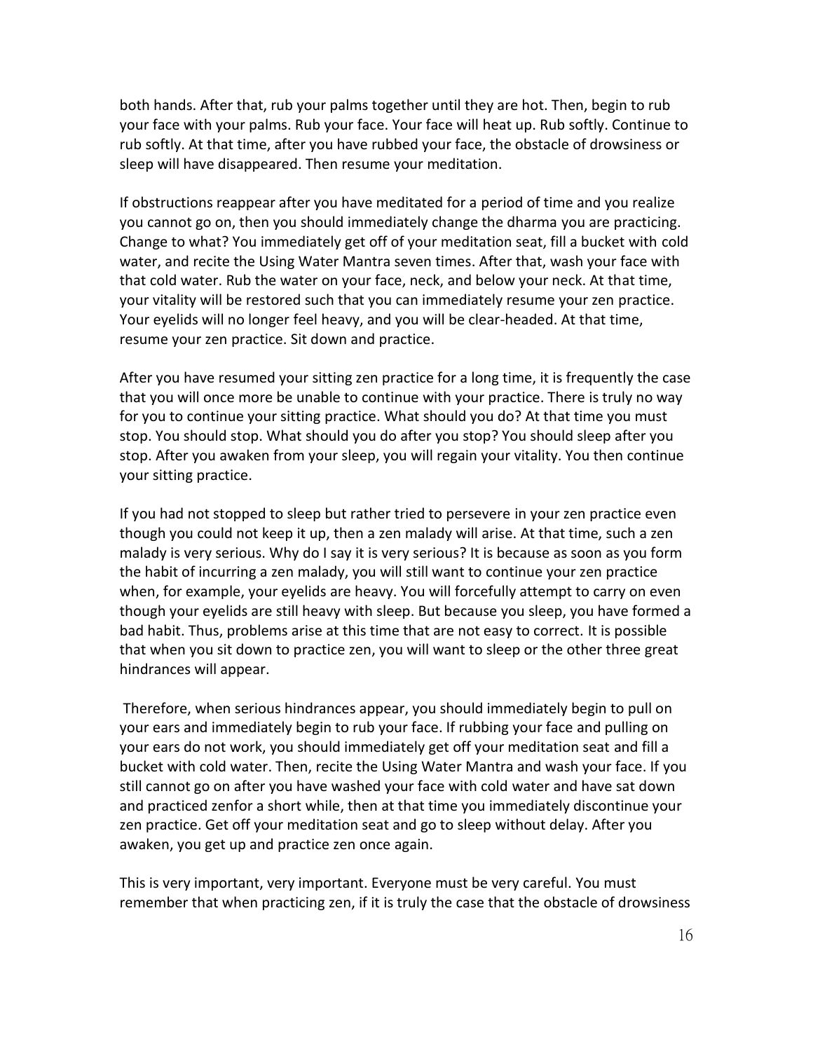both hands. After that, rub your palms together until they are hot. Then, begin to rub your face with your palms. Rub your face. Your face will heat up. Rub softly. Continue to rub softly. At that time, after you have rubbed your face, the obstacle of drowsiness or sleep will have disappeared. Then resume your meditation.

If obstructions reappear after you have meditated for a period of time and you realize you cannot go on, then you should immediately change the dharma you are practicing. Change to what? You immediately get off of your meditation seat, fill a bucket with cold water, and recite the Using Water Mantra seven times. After that, wash your face with that cold water. Rub the water on your face, neck, and below your neck. At that time, your vitality will be restored such that you can immediately resume your zen practice. Your eyelids will no longer feel heavy, and you will be clear-headed. At that time, resume your zen practice. Sit down and practice.

After you have resumed your sitting zen practice for a long time, it is frequently the case that you will once more be unable to continue with your practice. There is truly no way for you to continue your sitting practice. What should you do? At that time you must stop. You should stop. What should you do after you stop? You should sleep after you stop. After you awaken from your sleep, you will regain your vitality. You then continue your sitting practice.

If you had not stopped to sleep but rather tried to persevere in your zen practice even though you could not keep it up, then a zen malady will arise. At that time, such a zen malady is very serious. Why do I say it is very serious? It is because as soon as you form the habit of incurring a zen malady, you will still want to continue your zen practice when, for example, your eyelids are heavy. You will forcefully attempt to carry on even though your eyelids are still heavy with sleep. But because you sleep, you have formed a bad habit. Thus, problems arise at this time that are not easy to correct. It is possible that when you sit down to practice zen, you will want to sleep or the other three great hindrances will appear.

Therefore, when serious hindrances appear, you should immediately begin to pull on your ears and immediately begin to rub your face. If rubbing your face and pulling on your ears do not work, you should immediately get off your meditation seat and fill a bucket with cold water. Then, recite the Using Water Mantra and wash your face. If you still cannot go on after you have washed your face with cold water and have sat down and practiced zenfor a short while, then at that time you immediately discontinue your zen practice. Get off your meditation seat and go to sleep without delay. After you awaken, you get up and practice zen once again.

This is very important, very important. Everyone must be very careful. You must remember that when practicing zen, if it is truly the case that the obstacle of drowsiness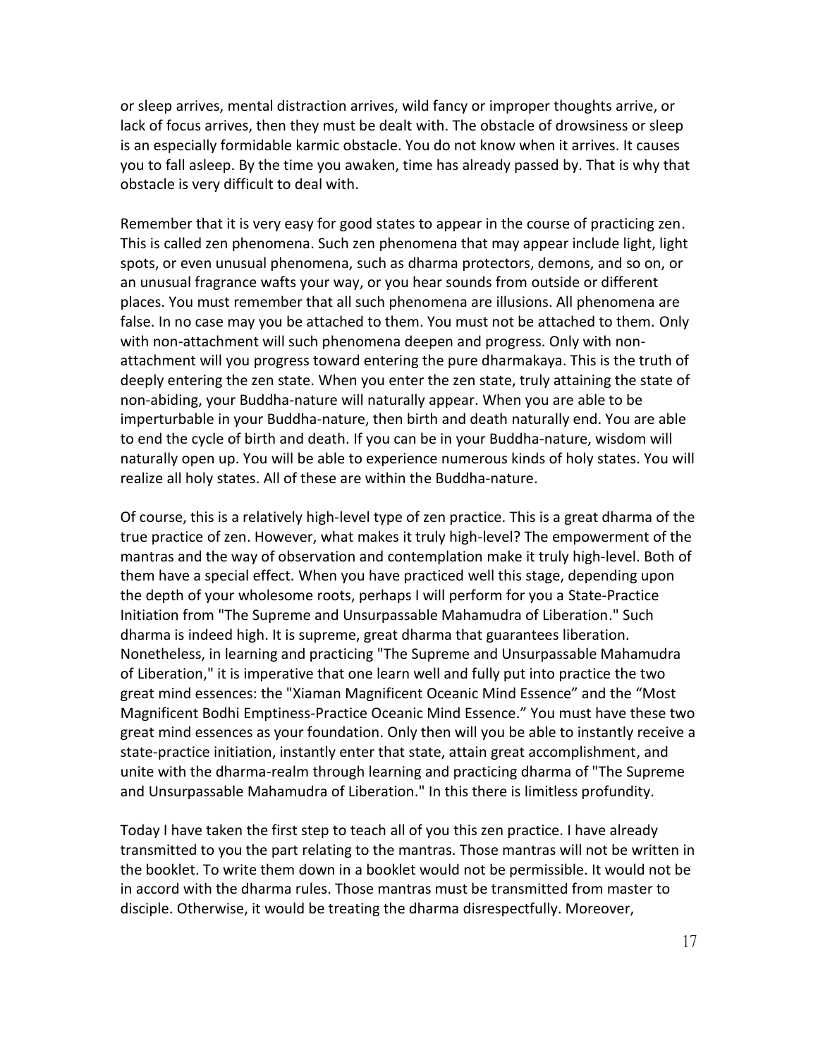or sleep arrives, mental distraction arrives, wild fancy or improper thoughts arrive, or lack of focus arrives, then they must be dealt with. The obstacle of drowsiness or sleep is an especially formidable karmic obstacle. You do not know when it arrives. It causes you to fall asleep. By the time you awaken, time has already passed by. That is why that obstacle is very difficult to deal with.

Remember that it is very easy for good states to appear in the course of practicing zen. This is called zen phenomena. Such zen phenomena that may appear include light, light spots, or even unusual phenomena, such as dharma protectors, demons, and so on, or an unusual fragrance wafts your way, or you hear sounds from outside or different places. You must remember that all such phenomena are illusions. All phenomena are false. In no case may you be attached to them. You must not be attached to them. Only with non-attachment will such phenomena deepen and progress. Only with non-attachment will you progress toward entering the pure dharmakaya. This is the truth of deeply entering the zen state. When you enter the zen state, truly attaining the state of non-abiding, your Buddha-nature will naturally appear. When you are able to be imperturbable in your Buddha-nature, then birth and death naturally end. You are able to end the cycle of birth and death. If you can be in your Buddha-nature, wisdom will naturally open up. You will be able to experience numerous kinds of holy states. You will realize all holy states. All of these are within the Buddha-nature.

Of course, this is a relatively high-level type of zen practice. This is a great dharma of the true practice of zen. However, what makes it truly high-level? The empowerment of the mantras and the way of observation and contemplation make it truly high-level. Both of them have a special effect. When you have practiced well this stage, depending upon the depth of your wholesome roots, perhaps I will perform for you a State-Practice Initiation from "The Supreme and Unsurpassable Mahamudra of Liberation." Such dharma is indeed high. It is supreme, great dharma that guarantees liberation. Nonetheless, in learning and practicing "The Supreme and Unsurpassable Mahamudra of Liberation," it is imperative that one learn well and fully put into practice the two great mind essences: the "Xiaman Magnificent Oceanic Mind Essence" and the "Most Magnificent Bodhi Emptiness-Practice Oceanic Mind Essence." You must have these two great mind essences as your foundation. Only then will you be able to instantly receive a state-practice initiation, instantly enter that state, attain great accomplishment, and unite with the dharma-realm through learning and practicing dharma of "The Supreme and Unsurpassable Mahamudra of Liberation." In this there is limitless profundity.

Today I have taken the first step to teach all of you this zen practice. I have already transmitted to you the part relating to the mantras. Those mantras will not be written in the booklet. To write them down in a booklet would not be permissible. It would not be in accord with the dharma rules. Those mantras must be transmitted from master to disciple. Otherwise, it would be treating the dharma disrespectfully. Moreover,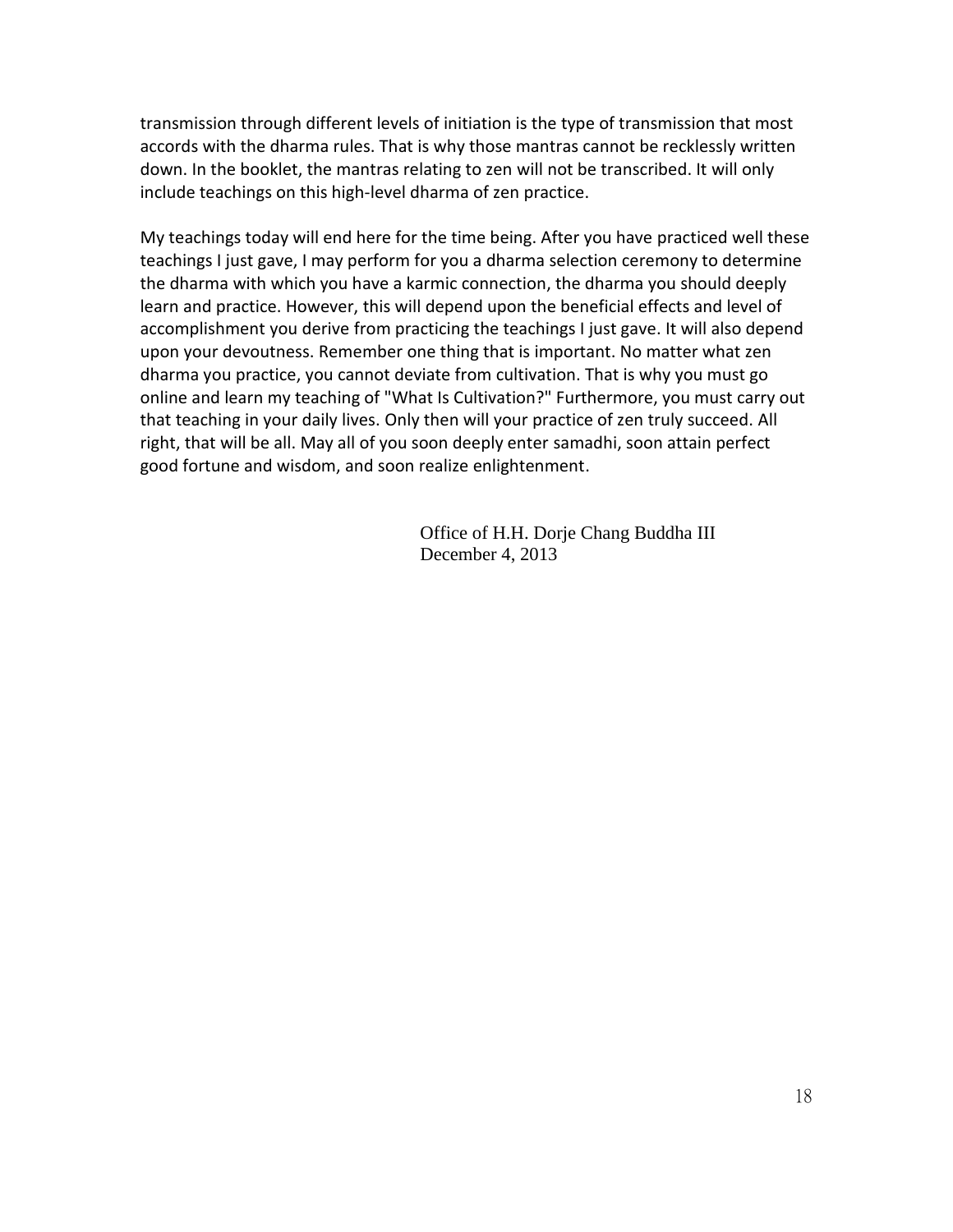transmission through different levels of initiation is the type of transmission that most accords with the dharma rules. That is why those mantras cannot be recklessly written down. In the booklet, the mantras relating to zen will not be transcribed. It will only include teachings on this high-level dharma of zen practice.

My teachings today will end here for the time being. After you have practiced well these teachings I just gave, I may perform for you a dharma selection ceremony to determine the dharma with which you have a karmic connection, the dharma you should deeply learn and practice. However, this will depend upon the beneficial effects and level of accomplishment you derive from practicing the teachings I just gave. It will also depend upon your devoutness. Remember one thing that is important. No matter what zen dharma you practice, you cannot deviate from cultivation. That is why you must go online and learn my teaching of "What Is Cultivation?" Furthermore, you must carry out that teaching in your daily lives. Only then will your practice of zen truly succeed. All right, that will be all. May all of you soon deeply enter samadhi, soon attain perfect good fortune and wisdom, and soon realize enlightenment.

Office of H.H. Dorje Chang Buddha III
December 4, 2013